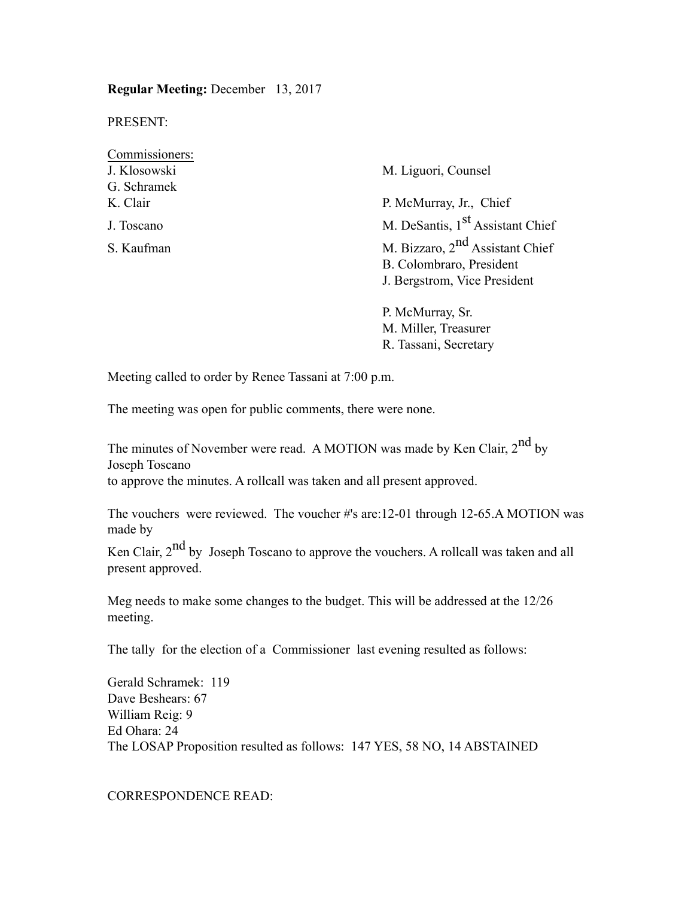**Regular Meeting:** December 13, 2017

PRESENT:

Commissioners:

J. Klosowski
G. Schramek
K. Clair
J. Toscano
S. Kaufman

M. Liguori, Counsel

P. McMurray, Jr., Chief
M. DeSantis, 1st Assistant Chief
M. Bizzaro, 2nd Assistant Chief
B. Colombraro, President
J. Bergstrom, Vice President

P. McMurray, Sr.
M. Miller, Treasurer
R. Tassani, Secretary

Meeting called to order by Renee Tassani at 7:00 p.m.

The meeting was open for public comments, there were none.

The minutes of November were read. A MOTION was made by Ken Clair, 2nd by Joseph Toscano to approve the minutes. A rollcall was taken and all present approved.

The vouchers were reviewed. The voucher #'s are:12-01 through 12-65.A MOTION was made by Ken Clair, 2nd by Joseph Toscano to approve the vouchers. A rollcall was taken and all present approved.

Meg needs to make some changes to the budget. This will be addressed at the 12/26 meeting.

The tally for the election of a Commissioner last evening resulted as follows:

Gerald Schramek: 119
Dave Beshears: 67
William Reig: 9
Ed Ohara: 24
The LOSAP Proposition resulted as follows: 147 YES, 58 NO, 14 ABSTAINED

CORRESPONDENCE READ: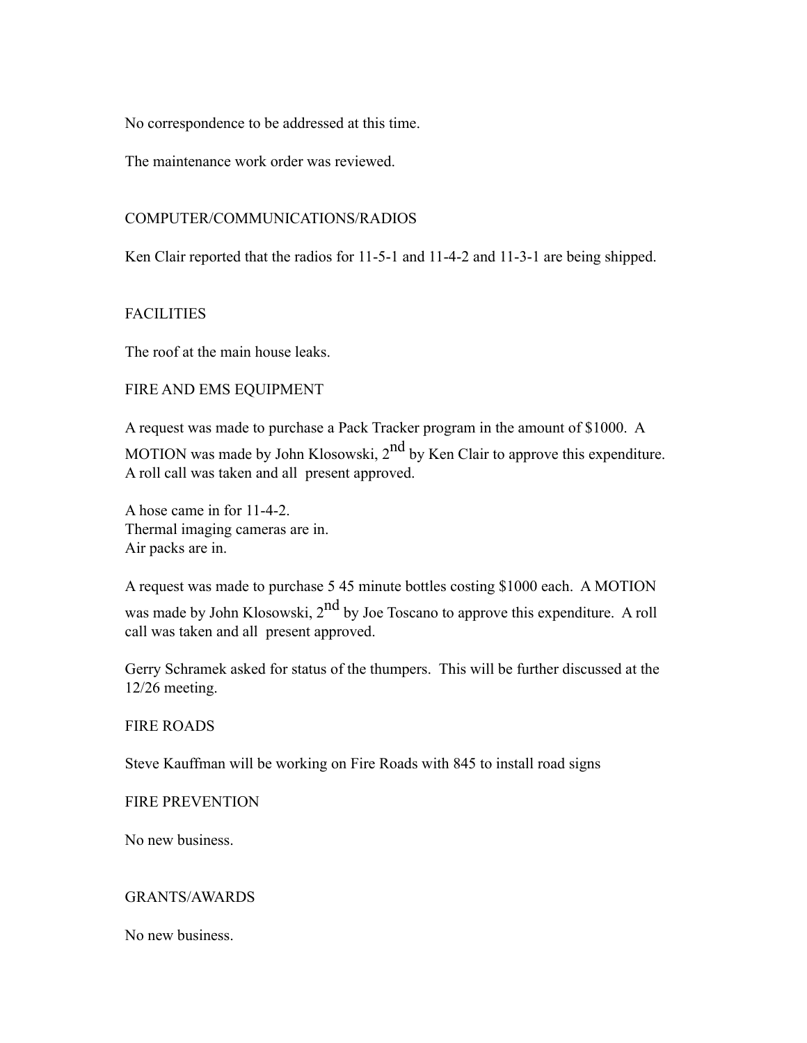No correspondence to be addressed at this time.

The maintenance work order was reviewed.

## COMPUTER/COMMUNICATIONS/RADIOS

Ken Clair reported that the radios for 11-5-1 and 11-4-2 and 11-3-1 are being shipped.

## FACILITIES

The roof at the main house leaks.

## FIRE AND EMS EQUIPMENT

A request was made to purchase a Pack Tracker program in the amount of $1000. A MOTION was made by John Klosowski, 2nd by Ken Clair to approve this expenditure. A roll call was taken and all present approved.

A hose came in for 11-4-2.
Thermal imaging cameras are in.
Air packs are in.

A request was made to purchase 5 45 minute bottles costing $1000 each. A MOTION was made by John Klosowski, 2nd by Joe Toscano to approve this expenditure. A roll call was taken and all present approved.

Gerry Schramek asked for status of the thumpers. This will be further discussed at the 12/26 meeting.

## FIRE ROADS

Steve Kauffman will be working on Fire Roads with 845 to install road signs

## FIRE PREVENTION

No new business.

## GRANTS/AWARDS

No new business.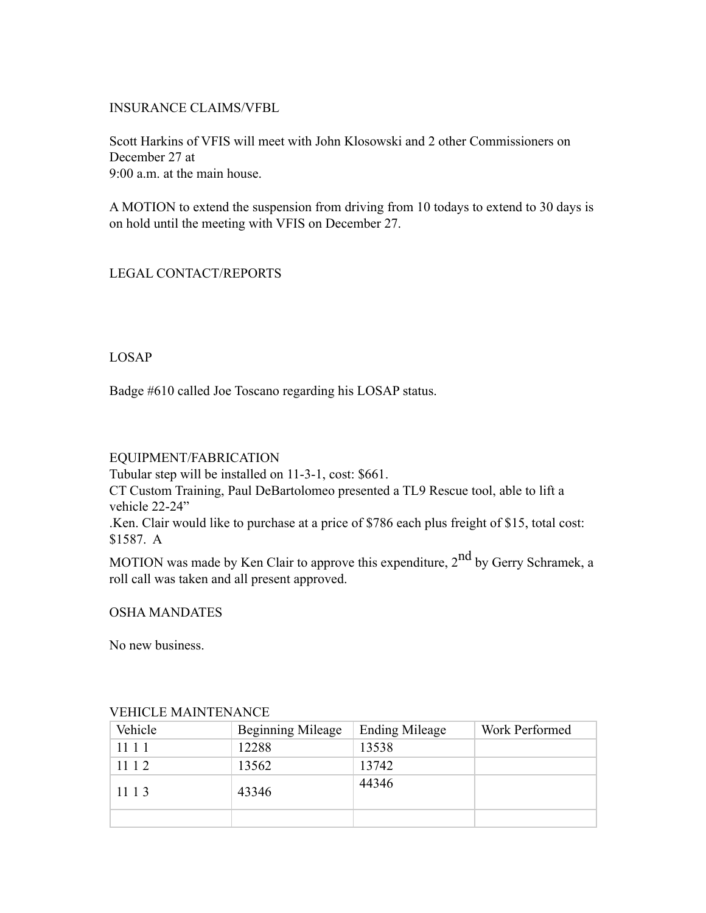## INSURANCE CLAIMS/VFBL

Scott Harkins of VFIS will meet with John Klosowski and 2 other Commissioners on December 27 at
9:00 a.m. at the main house.

A MOTION to extend the suspension from driving from 10 todays to extend to 30 days is on hold until the meeting with VFIS on December 27.

## LEGAL CONTACT/REPORTS

## LOSAP

Badge #610 called Joe Toscano regarding his LOSAP status.

## EQUIPMENT/FABRICATION

Tubular step will be installed on 11-3-1, cost: $661.
CT Custom Training, Paul DeBartolomeo presented a TL9 Rescue tool, able to lift a vehicle 22-24"
.Ken. Clair would like to purchase at a price of $786 each plus freight of $15, total cost: $1587. A
MOTION was made by Ken Clair to approve this expenditure, 2nd by Gerry Schramek, a roll call was taken and all present approved.

## OSHA MANDATES

No new business.

## VEHICLE MAINTENANCE

| Vehicle | Beginning Mileage | Ending Mileage | Work Performed |
|---|---|---|---|
| 11 1 1 | 12288 | 13538 | |
| 11 1 2 | 13562 | 13742 | |
| 11 1 3 | 43346 | 44346 | |
| | | | |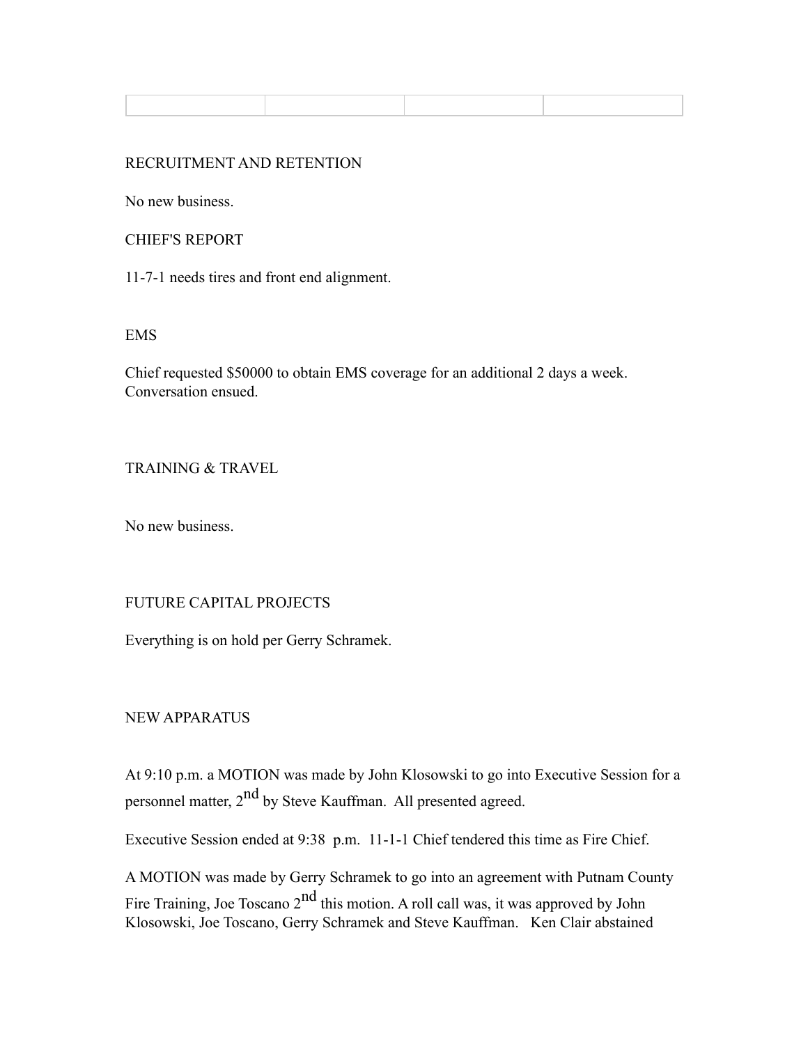| | | | |
|---|---|---|---|

RECRUITMENT AND RETENTION

No new business.

CHIEF'S REPORT

11-7-1 needs tires and front end alignment.

EMS

Chief requested $50000 to obtain EMS coverage for an additional 2 days a week. Conversation ensued.

TRAINING & TRAVEL

No new business.

FUTURE CAPITAL PROJECTS

Everything is on hold per Gerry Schramek.

NEW APPARATUS

At 9:10 p.m. a MOTION was made by John Klosowski to go into Executive Session for a personnel matter, 2nd by Steve Kauffman. All presented agreed.

Executive Session ended at 9:38 p.m. 11-1-1 Chief tendered this time as Fire Chief.

A MOTION was made by Gerry Schramek to go into an agreement with Putnam County Fire Training, Joe Toscano 2nd this motion. A roll call was, it was approved by John Klosowski, Joe Toscano, Gerry Schramek and Steve Kauffman. Ken Clair abstained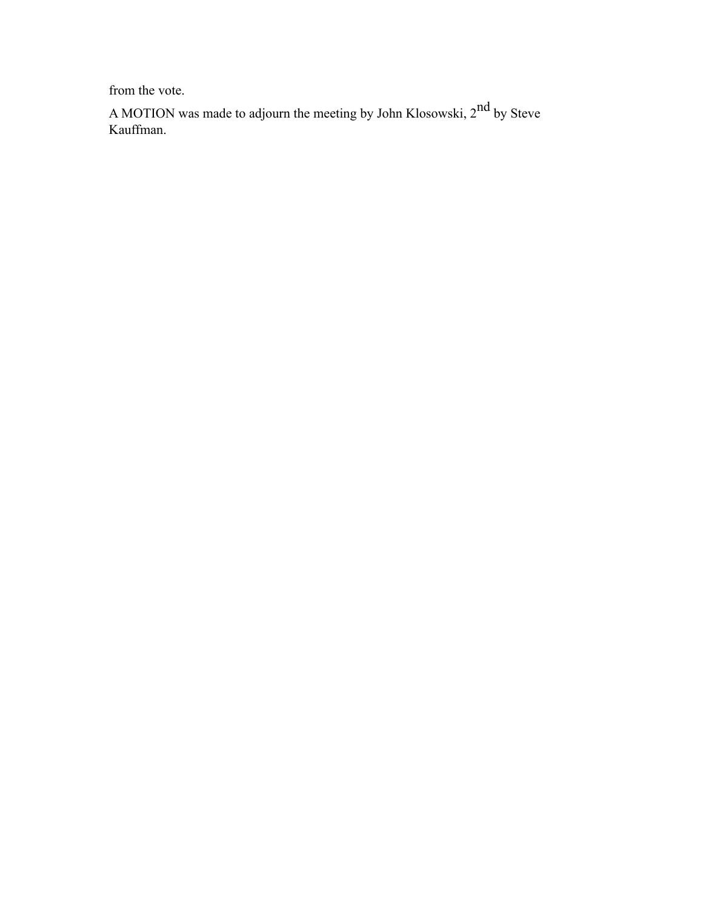from the vote.

A MOTION was made to adjourn the meeting by John Klosowski, 2nd by Steve Kauffman.